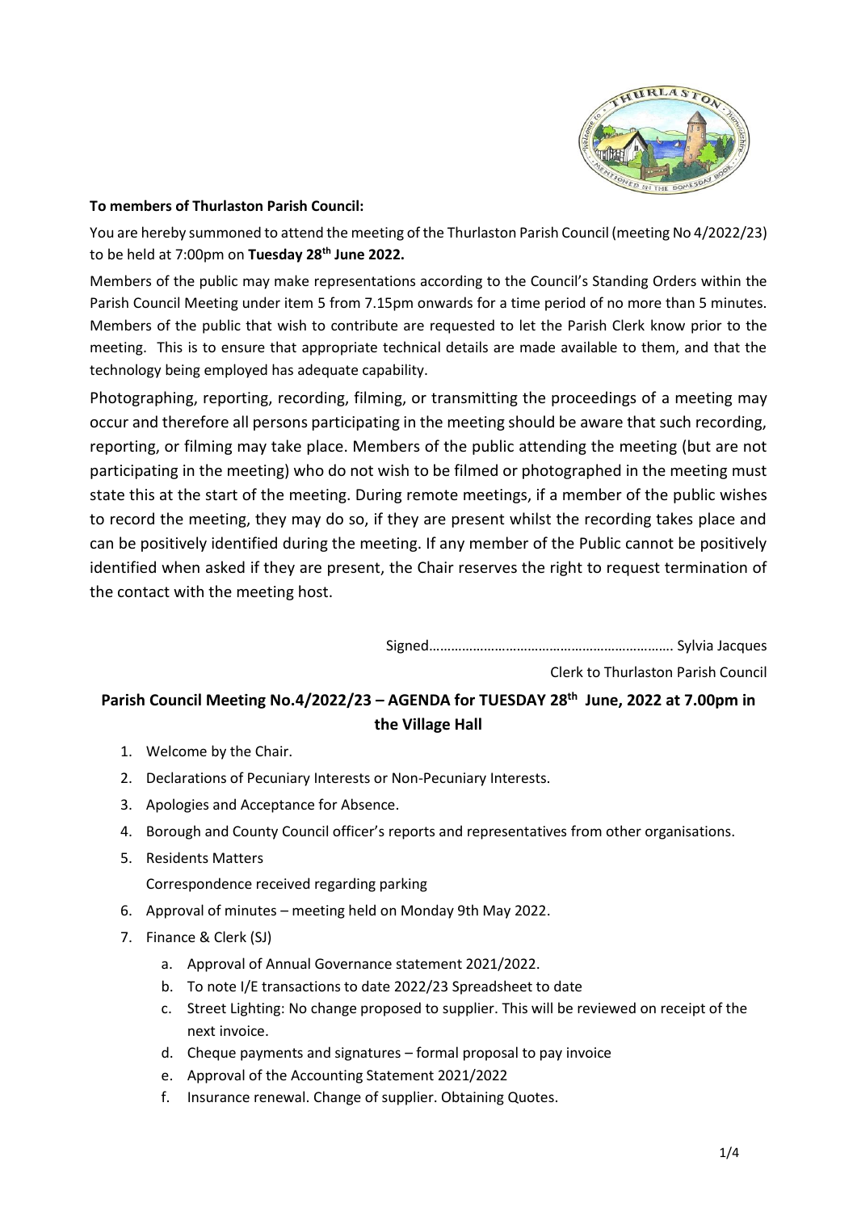**To members of Thurlaston Parish Council:**

You are hereby summoned to attend the meeting of the Thurlaston Parish Council (meeting No 4/2022/23) to be held at 7:00pm on **Tuesday 28th June 2022.**

Members of the public may make representations according to the Council's Standing Orders within the Parish Council Meeting under item 5 from 7.15pm onwards for a time period of no more than 5 minutes. Members of the public that wish to contribute are requested to let the Parish Clerk know prior to the meeting. This is to ensure that appropriate technical details are made available to them, and that the technology being employed has adequate capability.

Photographing, reporting, recording, filming, or transmitting the proceedings of a meeting may occur and therefore all persons participating in the meeting should be aware that such recording, reporting, or filming may take place. Members of the public attending the meeting (but are not participating in the meeting) who do not wish to be filmed or photographed in the meeting must state this at the start of the meeting. During remote meetings, if a member of the public wishes to record the meeting, they may do so, if they are present whilst the recording takes place and can be positively identified during the meeting. If any member of the Public cannot be positively identified when asked if they are present, the Chair reserves the right to request termination of the contact with the meeting host.

Signed………………………………………………………. Sylvia Jacques

Clerk to Thurlaston Parish Council

## Parish Council Meeting No.4/2022/23 – AGENDA for TUESDAY 28th June, 2022 at 7.00pm in the Village Hall

1. Welcome by the Chair.
2. Declarations of Pecuniary Interests or Non-Pecuniary Interests.
3. Apologies and Acceptance for Absence.
4. Borough and County Council officer's reports and representatives from other organisations.
5. Residents Matters

   Correspondence received regarding parking
6. Approval of minutes – meeting held on Monday 9th May 2022.
7. Finance & Clerk (SJ)
   a. Approval of Annual Governance statement 2021/2022.
   b. To note I/E transactions to date 2022/23 Spreadsheet to date
   c. Street Lighting: No change proposed to supplier. This will be reviewed on receipt of the next invoice.
   d. Cheque payments and signatures – formal proposal to pay invoice
   e. Approval of the Accounting Statement 2021/2022
   f. Insurance renewal. Change of supplier. Obtaining Quotes.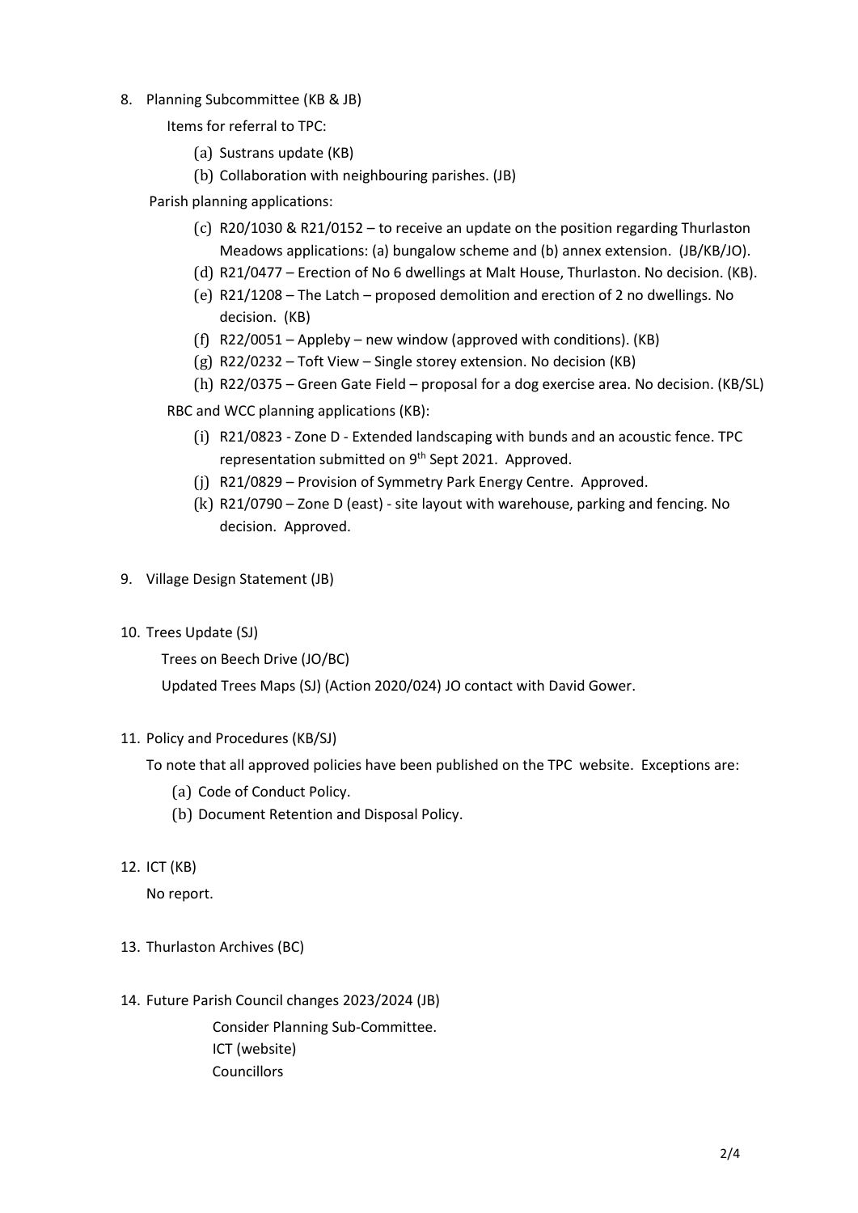8. Planning Subcommittee (KB & JB)

   Items for referral to TPC:

   (a) Sustrans update (KB)
   (b) Collaboration with neighbouring parishes. (JB)

   Parish planning applications:

   (c) R20/1030 & R21/0152 – to receive an update on the position regarding Thurlaston Meadows applications: (a) bungalow scheme and (b) annex extension. (JB/KB/JO).
   (d) R21/0477 – Erection of No 6 dwellings at Malt House, Thurlaston. No decision. (KB).
   (e) R21/1208 – The Latch – proposed demolition and erection of 2 no dwellings. No decision. (KB)
   (f) R22/0051 – Appleby – new window (approved with conditions). (KB)
   (g) R22/0232 – Toft View – Single storey extension. No decision (KB)
   (h) R22/0375 – Green Gate Field – proposal for a dog exercise area. No decision. (KB/SL)

   RBC and WCC planning applications (KB):

   (i) R21/0823 - Zone D - Extended landscaping with bunds and an acoustic fence. TPC representation submitted on 9th Sept 2021. Approved.
   (j) R21/0829 – Provision of Symmetry Park Energy Centre. Approved.
   (k) R21/0790 – Zone D (east) - site layout with warehouse, parking and fencing. No decision. Approved.

9. Village Design Statement (JB)

10. Trees Update (SJ)

    Trees on Beech Drive (JO/BC)

    Updated Trees Maps (SJ) (Action 2020/024) JO contact with David Gower.

11. Policy and Procedures (KB/SJ)

    To note that all approved policies have been published on the TPC website. Exceptions are:

    (a) Code of Conduct Policy.
    (b) Document Retention and Disposal Policy.

12. ICT (KB)

    No report.

13. Thurlaston Archives (BC)

14. Future Parish Council changes 2023/2024 (JB)

    Consider Planning Sub-Committee.
    ICT (website)
    Councillors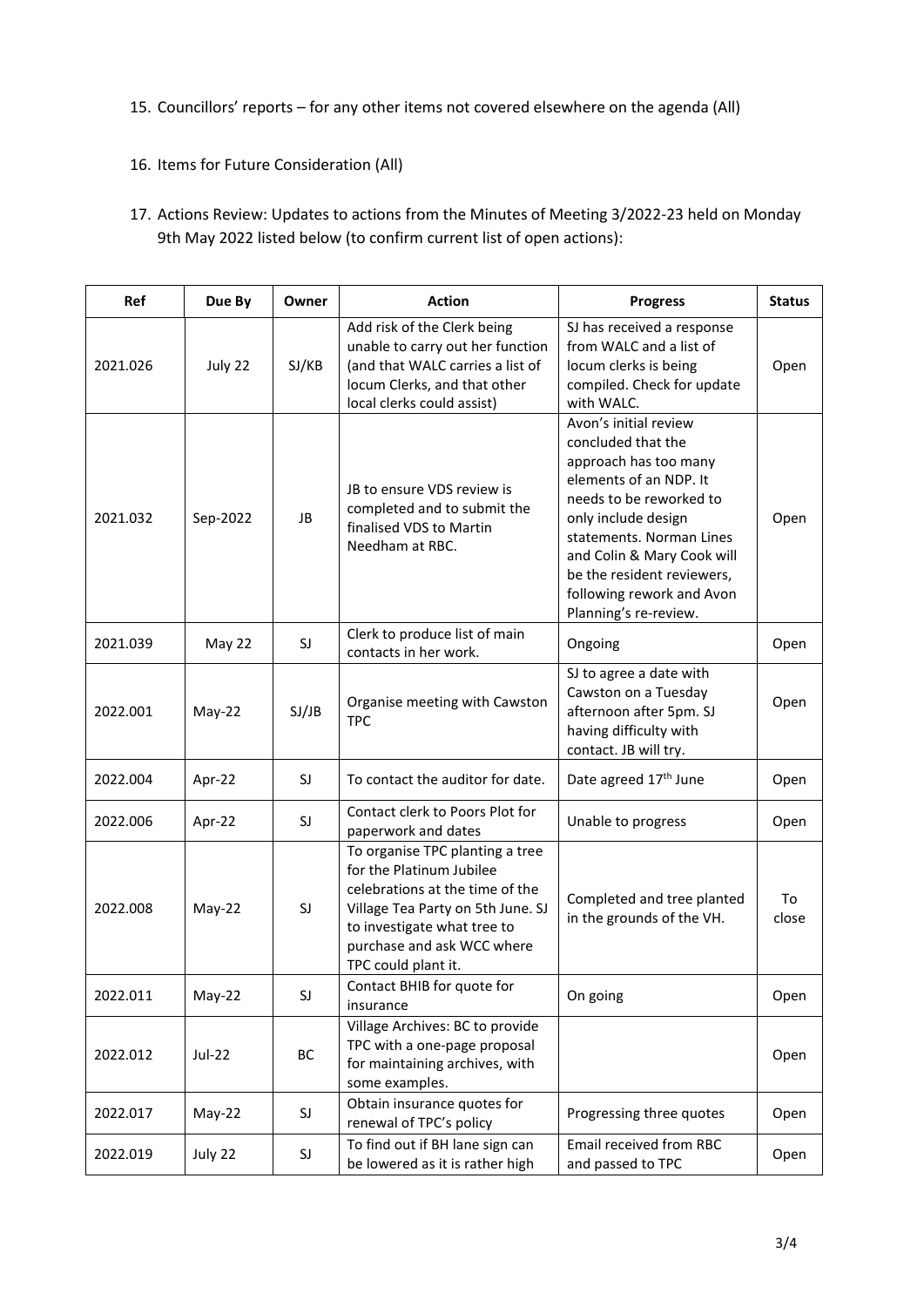15. Councillors' reports – for any other items not covered elsewhere on the agenda (All)

16. Items for Future Consideration (All)

17. Actions Review: Updates to actions from the Minutes of Meeting 3/2022-23 held on Monday 9th May 2022 listed below (to confirm current list of open actions):

| Ref | Due By | Owner | Action | Progress | Status |
|---|---|---|---|---|---|
| 2021.026 | July 22 | SJ/KB | Add risk of the Clerk being unable to carry out her function (and that WALC carries a list of locum Clerks, and that other local clerks could assist) | SJ has received a response from WALC and a list of locum clerks is being compiled. Check for update with WALC. | Open |
| 2021.032 | Sep-2022 | JB | JB to ensure VDS review is completed and to submit the finalised VDS to Martin Needham at RBC. | Avon's initial review concluded that the approach has too many elements of an NDP. It needs to be reworked to only include design statements. Norman Lines and Colin & Mary Cook will be the resident reviewers, following rework and Avon Planning's re-review. | Open |
| 2021.039 | May 22 | SJ | Clerk to produce list of main contacts in her work. | Ongoing | Open |
| 2022.001 | May-22 | SJ/JB | Organise meeting with Cawston TPC | SJ to agree a date with Cawston on a Tuesday afternoon after 5pm. SJ having difficulty with contact. JB will try. | Open |
| 2022.004 | Apr-22 | SJ | To contact the auditor for date. | Date agreed 17th June | Open |
| 2022.006 | Apr-22 | SJ | Contact clerk to Poors Plot for paperwork and dates | Unable to progress | Open |
| 2022.008 | May-22 | SJ | To organise TPC planting a tree for the Platinum Jubilee celebrations at the time of the Village Tea Party on 5th June. SJ to investigate what tree to purchase and ask WCC where TPC could plant it. | Completed and tree planted in the grounds of the VH. | To close |
| 2022.011 | May-22 | SJ | Contact BHIB for quote for insurance | On going | Open |
| 2022.012 | Jul-22 | BC | Village Archives: BC to provide TPC with a one-page proposal for maintaining archives, with some examples. | | Open |
| 2022.017 | May-22 | SJ | Obtain insurance quotes for renewal of TPC's policy | Progressing three quotes | Open |
| 2022.019 | July 22 | SJ | To find out if BH lane sign can be lowered as it is rather high | Email received from RBC and passed to TPC | Open |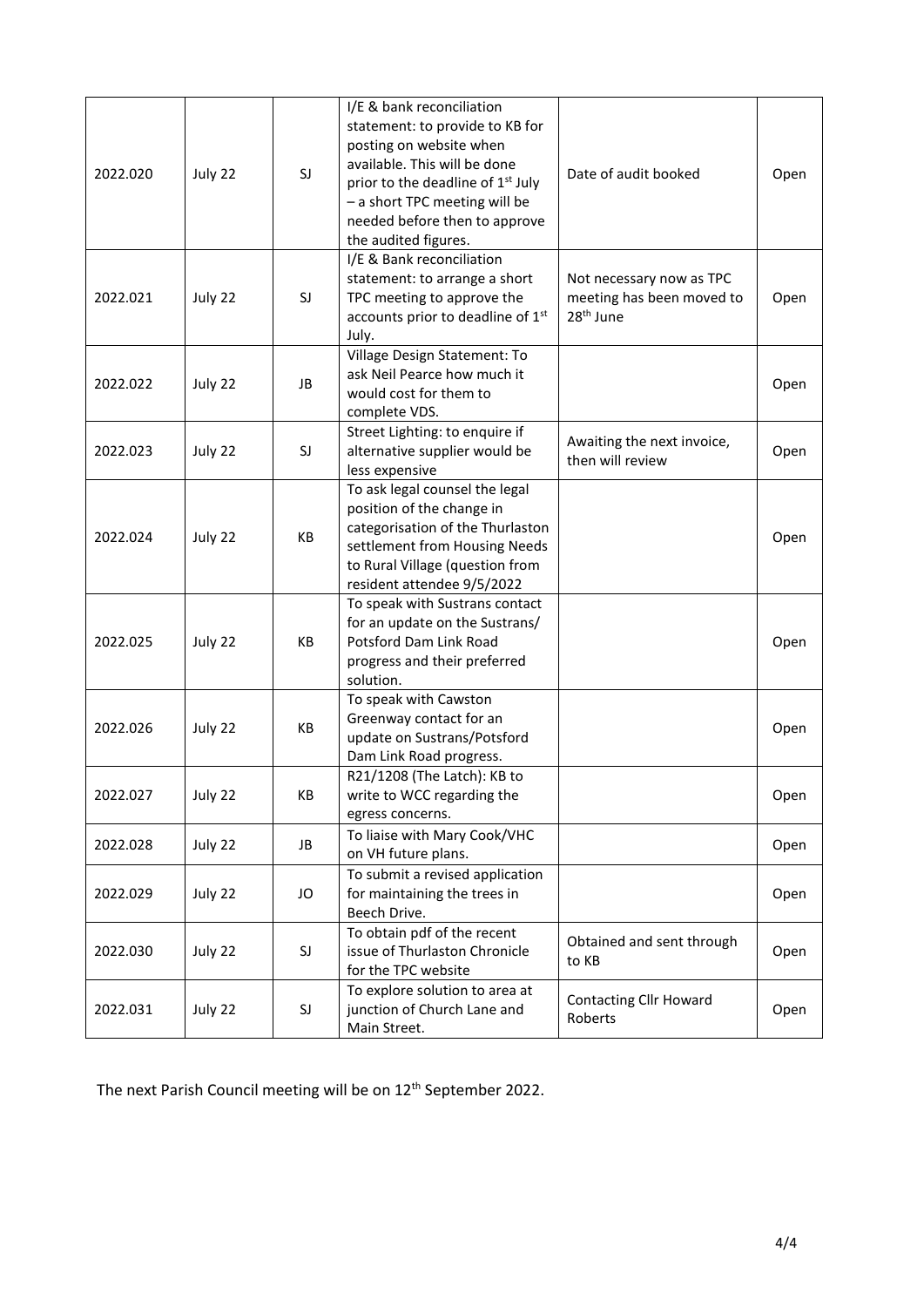| | | | | | |
|---|---|---|---|---|---|
| 2022.020 | July 22 | SJ | I/E & bank reconciliation statement: to provide to KB for posting on website when available. This will be done prior to the deadline of 1st July – a short TPC meeting will be needed before then to approve the audited figures. | Date of audit booked | Open |
| 2022.021 | July 22 | SJ | I/E & Bank reconciliation statement: to arrange a short TPC meeting to approve the accounts prior to deadline of 1st July. | Not necessary now as TPC meeting has been moved to 28th June | Open |
| 2022.022 | July 22 | JB | Village Design Statement: To ask Neil Pearce how much it would cost for them to complete VDS. | | Open |
| 2022.023 | July 22 | SJ | Street Lighting: to enquire if alternative supplier would be less expensive | Awaiting the next invoice, then will review | Open |
| 2022.024 | July 22 | KB | To ask legal counsel the legal position of the change in categorisation of the Thurlaston settlement from Housing Needs to Rural Village (question from resident attendee 9/5/2022 | | Open |
| 2022.025 | July 22 | KB | To speak with Sustrans contact for an update on the Sustrans/ Potsford Dam Link Road progress and their preferred solution. | | Open |
| 2022.026 | July 22 | KB | To speak with Cawston Greenway contact for an update on Sustrans/Potsford Dam Link Road progress. | | Open |
| 2022.027 | July 22 | KB | R21/1208 (The Latch): KB to write to WCC regarding the egress concerns. | | Open |
| 2022.028 | July 22 | JB | To liaise with Mary Cook/VHC on VH future plans. | | Open |
| 2022.029 | July 22 | JO | To submit a revised application for maintaining the trees in Beech Drive. | | Open |
| 2022.030 | July 22 | SJ | To obtain pdf of the recent issue of Thurlaston Chronicle for the TPC website | Obtained and sent through to KB | Open |
| 2022.031 | July 22 | SJ | To explore solution to area at junction of Church Lane and Main Street. | Contacting Cllr Howard Roberts | Open |

The next Parish Council meeting will be on 12th September 2022.